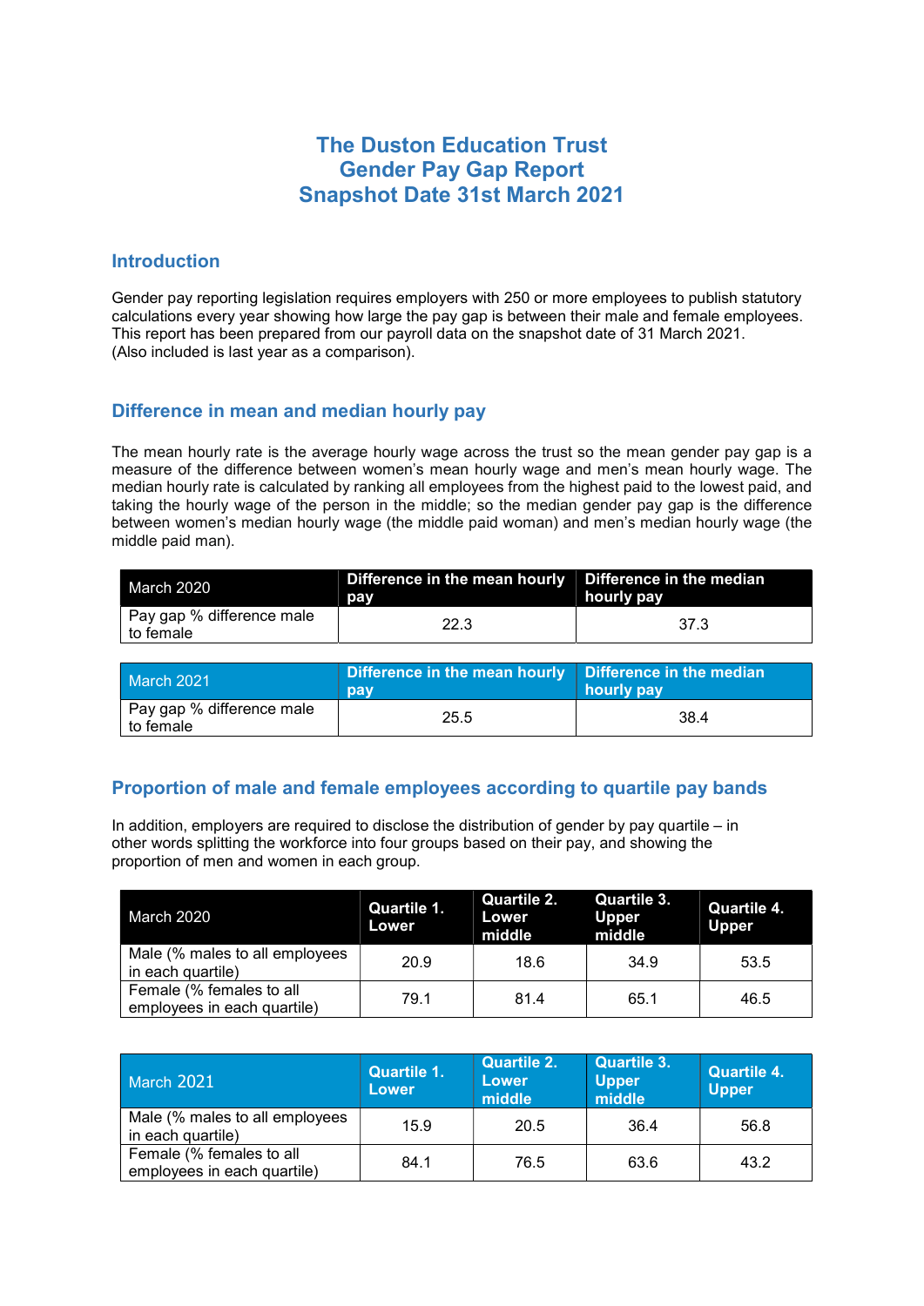# The Duston Education Trust
# Gender Pay Gap Report
# Snapshot Date 31st March 2021

## Introduction

Gender pay reporting legislation requires employers with 250 or more employees to publish statutory calculations every year showing how large the pay gap is between their male and female employees. This report has been prepared from our payroll data on the snapshot date of 31 March 2021. (Also included is last year as a comparison).

## Difference in mean and median hourly pay

The mean hourly rate is the average hourly wage across the trust so the mean gender pay gap is a measure of the difference between women's mean hourly wage and men's mean hourly wage. The median hourly rate is calculated by ranking all employees from the highest paid to the lowest paid, and taking the hourly wage of the person in the middle; so the median gender pay gap is the difference between women's median hourly wage (the middle paid woman) and men's median hourly wage (the middle paid man).

| March 2020 | Difference in the mean hourly pay | Difference in the median hourly pay |
|---|---|---|
| Pay gap % difference male to female | 22.3 | 37.3 |

| March 2021 | Difference in the mean hourly pay | Difference in the median hourly pay |
|---|---|---|
| Pay gap % difference male to female | 25.5 | 38.4 |

## Proportion of male and female employees according to quartile pay bands

In addition, employers are required to disclose the distribution of gender by pay quartile – in other words splitting the workforce into four groups based on their pay, and showing the proportion of men and women in each group.

| March 2020 | Quartile 1. Lower | Quartile 2. Lower middle | Quartile 3. Upper middle | Quartile 4. Upper |
|---|---|---|---|---|
| Male (% males to all employees in each quartile) | 20.9 | 18.6 | 34.9 | 53.5 |
| Female (% females to all employees in each quartile) | 79.1 | 81.4 | 65.1 | 46.5 |

| March 2021 | Quartile 1. Lower | Quartile 2. Lower middle | Quartile 3. Upper middle | Quartile 4. Upper |
|---|---|---|---|---|
| Male (% males to all employees in each quartile) | 15.9 | 20.5 | 36.4 | 56.8 |
| Female (% females to all employees in each quartile) | 84.1 | 76.5 | 63.6 | 43.2 |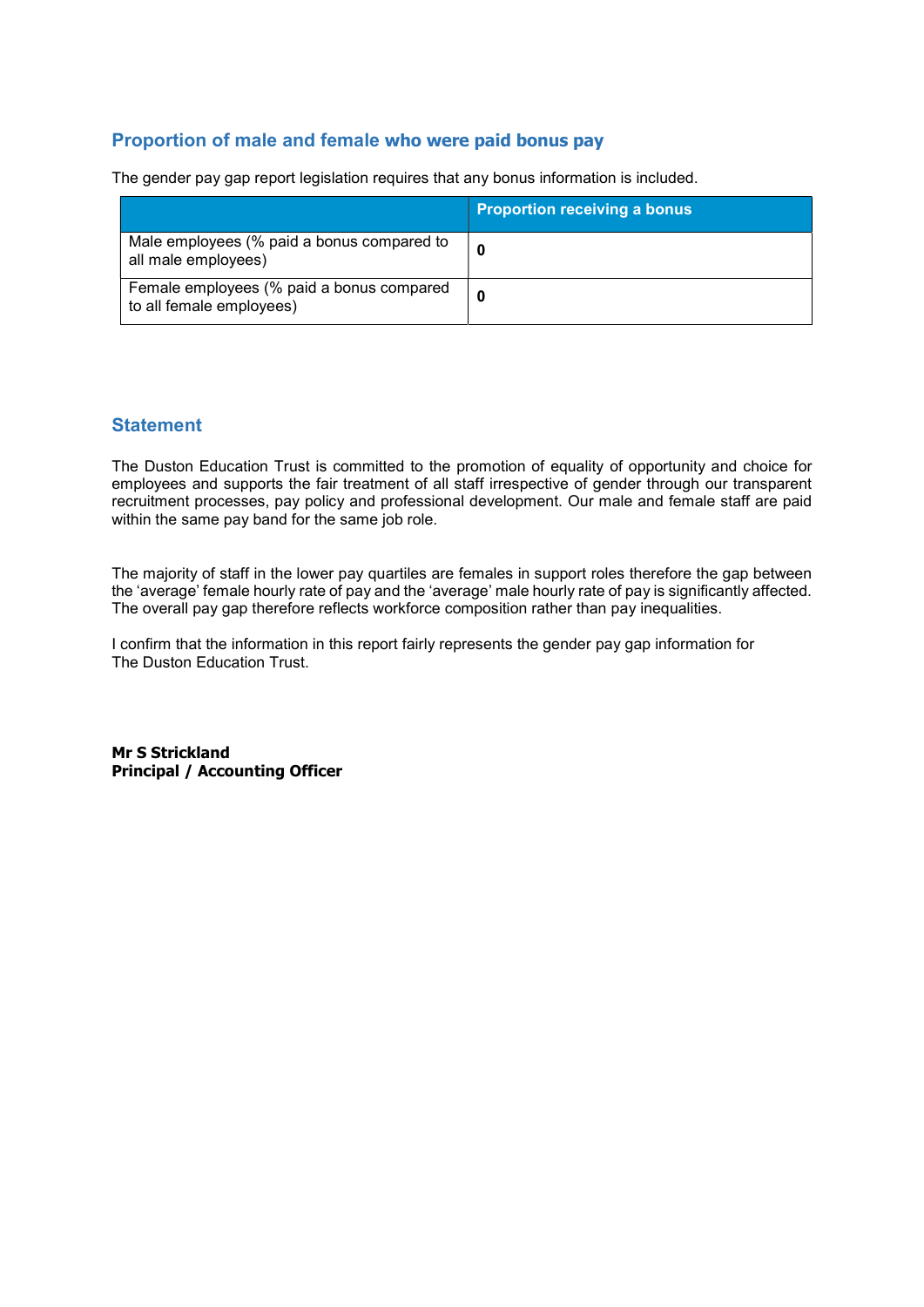## Proportion of male and female who were paid bonus pay

The gender pay gap report legislation requires that any bonus information is included.

| | Proportion receiving a bonus |
|---|---|
| Male employees (% paid a bonus compared to all male employees) | **0** |
| Female employees (% paid a bonus compared to all female employees) | **0** |

## Statement

The Duston Education Trust is committed to the promotion of equality of opportunity and choice for employees and supports the fair treatment of all staff irrespective of gender through our transparent recruitment processes, pay policy and professional development. Our male and female staff are paid within the same pay band for the same job role.

The majority of staff in the lower pay quartiles are females in support roles therefore the gap between the 'average' female hourly rate of pay and the 'average' male hourly rate of pay is significantly affected. The overall pay gap therefore reflects workforce composition rather than pay inequalities.

I confirm that the information in this report fairly represents the gender pay gap information for The Duston Education Trust.

**Mr S Strickland**
**Principal / Accounting Officer**